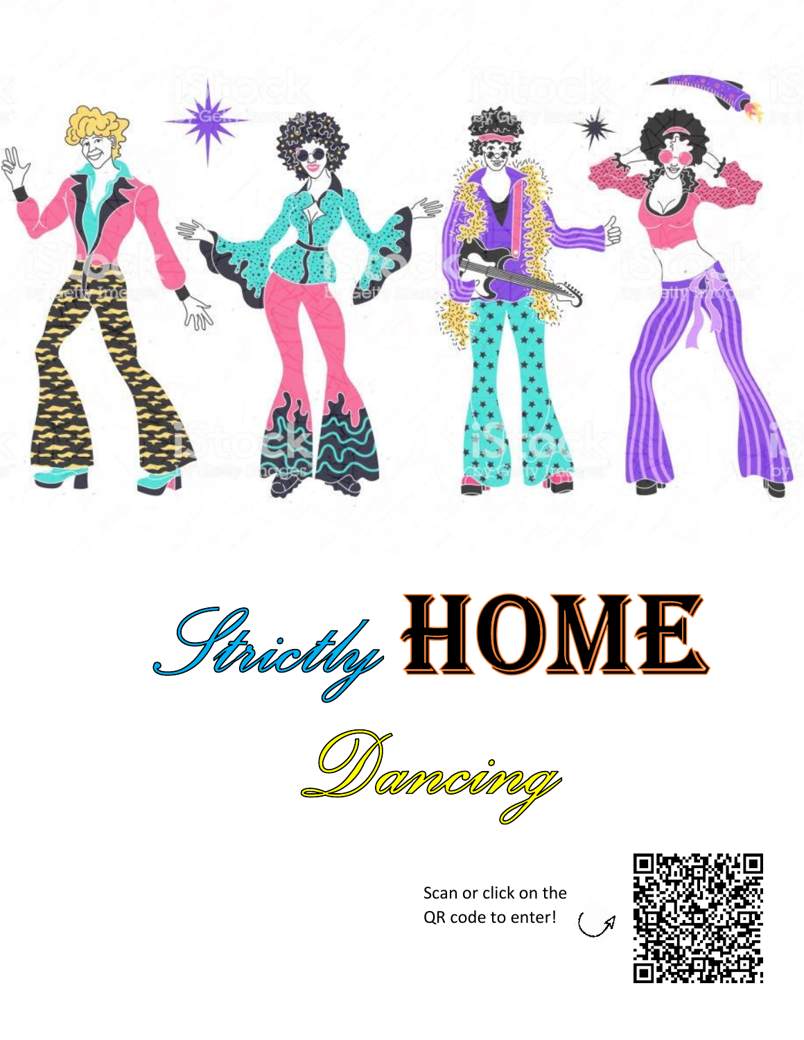# *Strictly* HOME *Dancing*

Scan or click on the QR code to enter!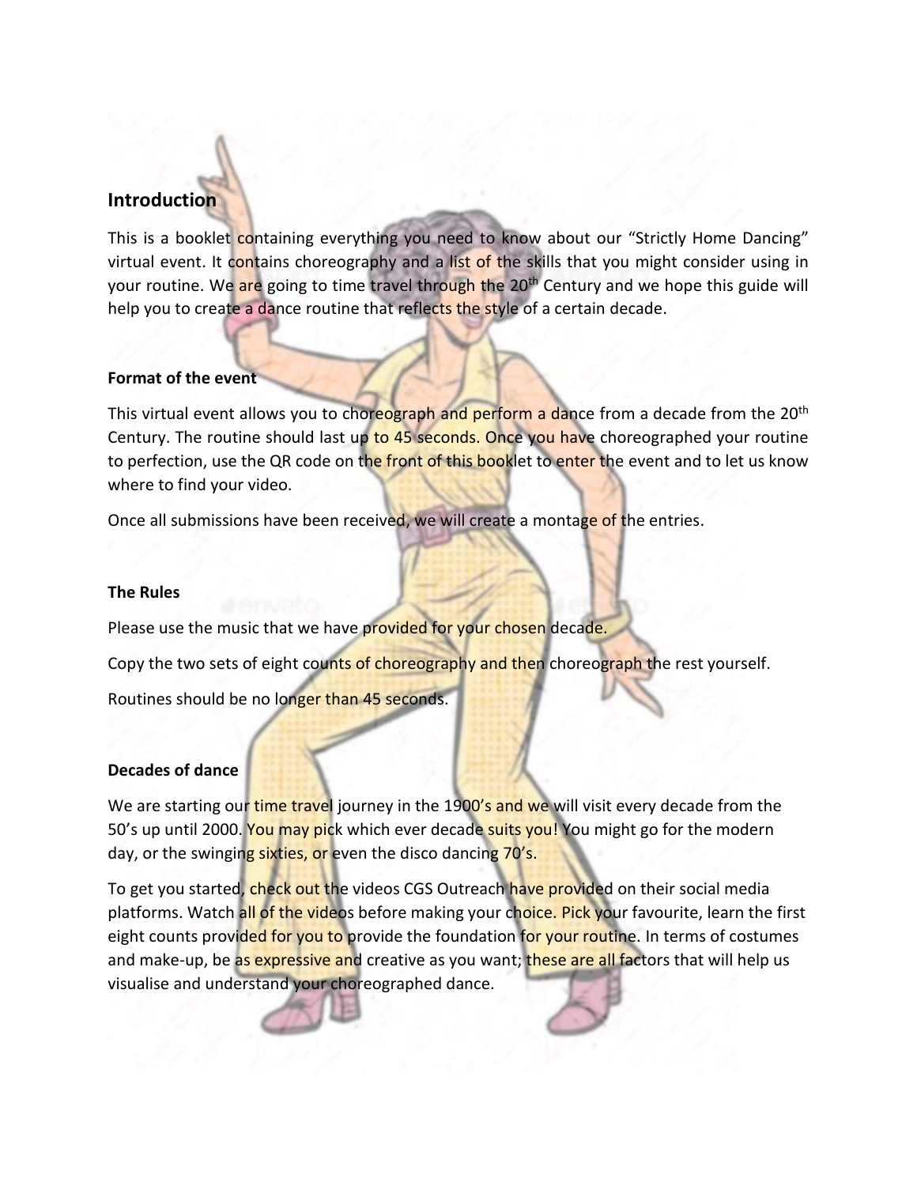## Introduction

This is a booklet containing everything you need to know about our "Strictly Home Dancing" virtual event. It contains choreography and a list of the skills that you might consider using in your routine. We are going to time travel through the 20th Century and we hope this guide will help you to create a dance routine that reflects the style of a certain decade.

### Format of the event

This virtual event allows you to choreograph and perform a dance from a decade from the 20th Century. The routine should last up to 45 seconds. Once you have choreographed your routine to perfection, use the QR code on the front of this booklet to enter the event and to let us know where to find your video.

Once all submissions have been received, we will create a montage of the entries.

### The Rules

Please use the music that we have provided for your chosen decade.

Copy the two sets of eight counts of choreography and then choreograph the rest yourself.

Routines should be no longer than 45 seconds.

### Decades of dance

We are starting our time travel journey in the 1900's and we will visit every decade from the 50's up until 2000. You may pick which ever decade suits you! You might go for the modern day, or the swinging sixties, or even the disco dancing 70's.

To get you started, check out the videos CGS Outreach have provided on their social media platforms. Watch all of the videos before making your choice. Pick your favourite, learn the first eight counts provided for you to provide the foundation for your routine. In terms of costumes and make-up, be as expressive and creative as you want; these are all factors that will help us visualise and understand your choreographed dance.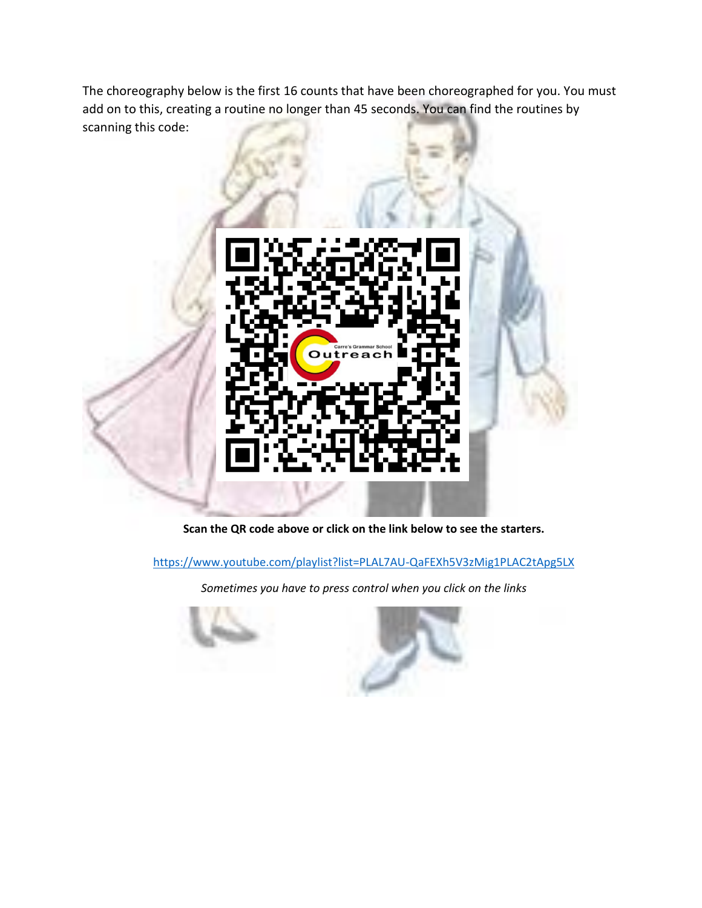The choreography below is the first 16 counts that have been choreographed for you. You must add on to this, creating a routine no longer than 45 seconds. You can find the routines by scanning this code:

**Scan the QR code above or click on the link below to see the starters.**

[https://www.youtube.com/playlist?list=PLAL7AU-QaFEXh5V3zMig1PLAC2tApg5LX](https://www.youtube.com/playlist?list=PLAL7AU-QaFEXh5V3zMig1PLAC2tApg5LX)

*Sometimes you have to press control when you click on the links*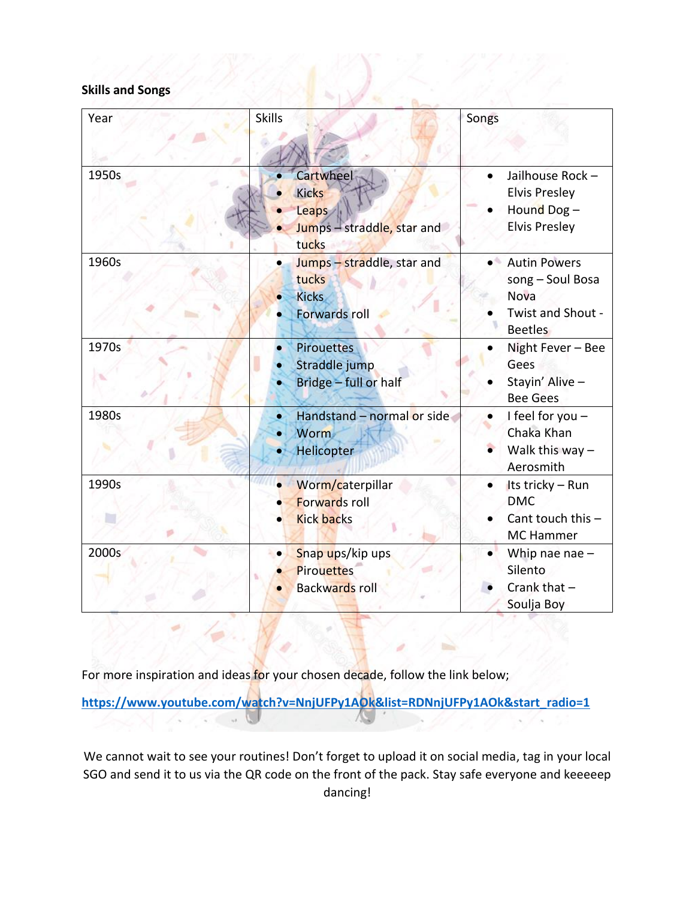**Skills and Songs**

| Year | Skills | Songs |
|---|---|---|
| 1950s | • Cartwheel<br>• Kicks<br>• Leaps<br>• Jumps – straddle, star and tucks | • Jailhouse Rock – Elvis Presley<br>• Hound Dog – Elvis Presley |
| 1960s | • Jumps – straddle, star and tucks<br>• Kicks<br>• Forwards roll | • Autin Powers song – Soul Bosa Nova<br>• Twist and Shout - Beetles |
| 1970s | • Pirouettes<br>• Straddle jump<br>• Bridge – full or half | • Night Fever – Bee Gees<br>• Stayin' Alive – Bee Gees |
| 1980s | • Handstand – normal or side<br>• Worm<br>• Helicopter | • I feel for you – Chaka Khan<br>• Walk this way – Aerosmith |
| 1990s | • Worm/caterpillar<br>• Forwards roll<br>• Kick backs | • Its tricky – Run DMC<br>• Cant touch this – MC Hammer |
| 2000s | • Snap ups/kip ups<br>• Pirouettes<br>• Backwards roll | • Whip nae nae – Silento<br>• Crank that – Soulja Boy |

For more inspiration and ideas for your chosen decade, follow the link below;

https://www.youtube.com/watch?v=NnjUFPy1AOk&list=RDNnjUFPy1AOk&start_radio=1

We cannot wait to see your routines! Don't forget to upload it on social media, tag in your local SGO and send it to us via the QR code on the front of the pack. Stay safe everyone and keeeeep dancing!